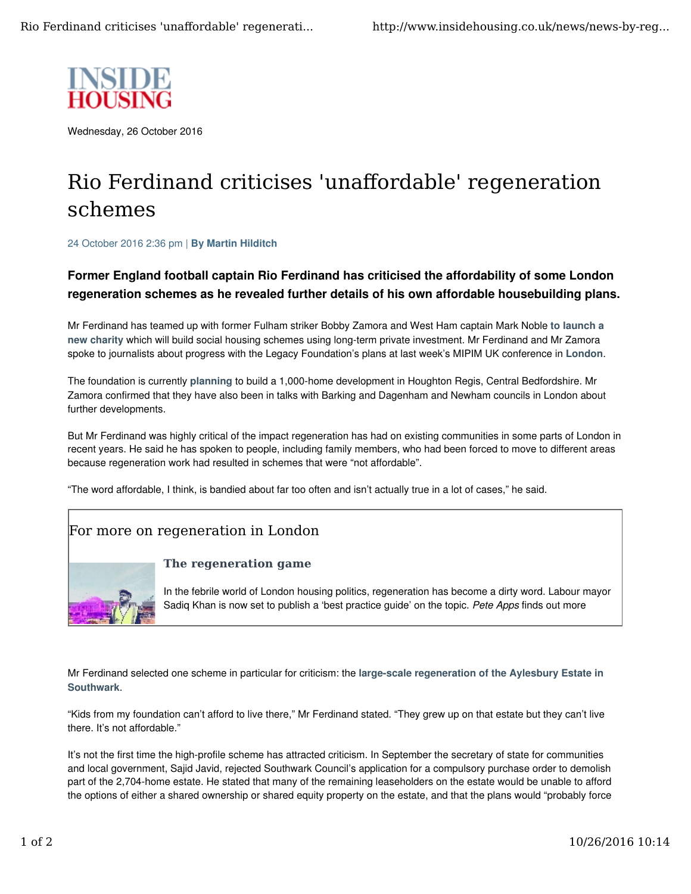INSIDE HOUSING

Wednesday, 26 October 2016

# Rio Ferdinand criticises 'unaffordable' regeneration schemes

24 October 2016 2:36 pm | **By Martin Hilditch**

**Former England football captain Rio Ferdinand has criticised the affordability of some London regeneration schemes as he revealed further details of his own affordable housebuilding plans.**

Mr Ferdinand has teamed up with former Fulham striker Bobby Zamora and West Ham captain Mark Noble **to launch a new charity** which will build social housing schemes using long-term private investment. Mr Ferdinand and Mr Zamora spoke to journalists about progress with the Legacy Foundation's plans at last week's MIPIM UK conference in **London**.

The foundation is currently **planning** to build a 1,000-home development in Houghton Regis, Central Bedfordshire. Mr Zamora confirmed that they have also been in talks with Barking and Dagenham and Newham councils in London about further developments.

But Mr Ferdinand was highly critical of the impact regeneration has had on existing communities in some parts of London in recent years. He said he has spoken to people, including family members, who had been forced to move to different areas because regeneration work had resulted in schemes that were "not affordable".

"The word affordable, I think, is bandied about far too often and isn't actually true in a lot of cases," he said.

> ## For more on regeneration in London
>
> ### The regeneration game
>
> In the febrile world of London housing politics, regeneration has become a dirty word. Labour mayor Sadiq Khan is now set to publish a 'best practice guide' on the topic. *Pete Apps* finds out more

Mr Ferdinand selected one scheme in particular for criticism: the **large-scale regeneration of the Aylesbury Estate in Southwark**.

"Kids from my foundation can't afford to live there," Mr Ferdinand stated. "They grew up on that estate but they can't live there. It's not affordable."

It's not the first time the high-profile scheme has attracted criticism. In September the secretary of state for communities and local government, Sajid Javid, rejected Southwark Council's application for a compulsory purchase order to demolish part of the 2,704-home estate. He stated that many of the remaining leaseholders on the estate would be unable to afford the options of either a shared ownership or shared equity property on the estate, and that the plans would "probably force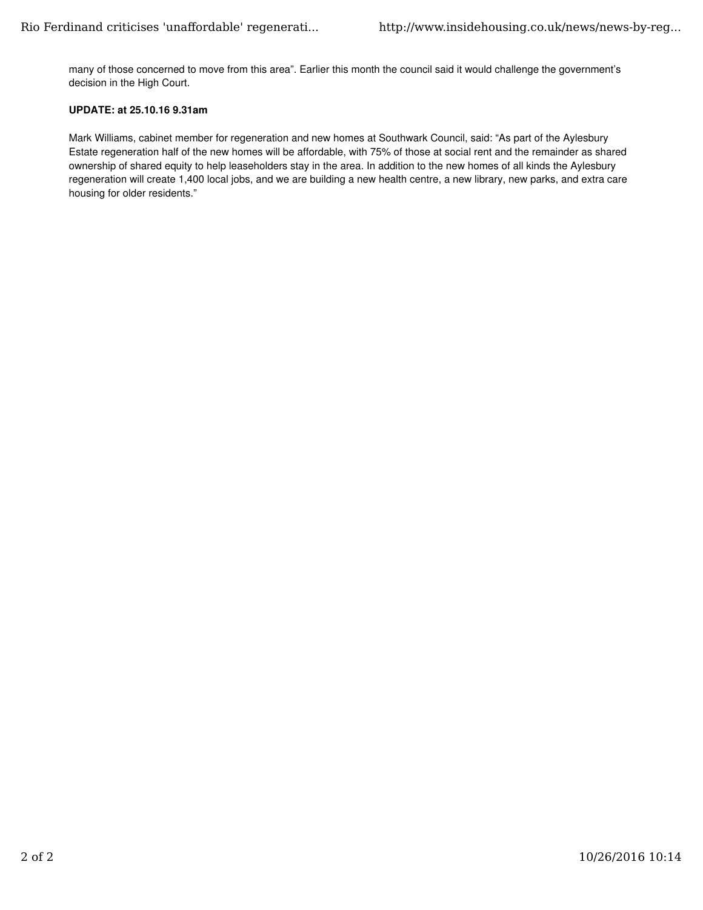many of those concerned to move from this area". Earlier this month the council said it would challenge the government's decision in the High Court.

**UPDATE: at 25.10.16 9.31am**

Mark Williams, cabinet member for regeneration and new homes at Southwark Council, said: "As part of the Aylesbury Estate regeneration half of the new homes will be affordable, with 75% of those at social rent and the remainder as shared ownership of shared equity to help leaseholders stay in the area. In addition to the new homes of all kinds the Aylesbury regeneration will create 1,400 local jobs, and we are building a new health centre, a new library, new parks, and extra care housing for older residents."